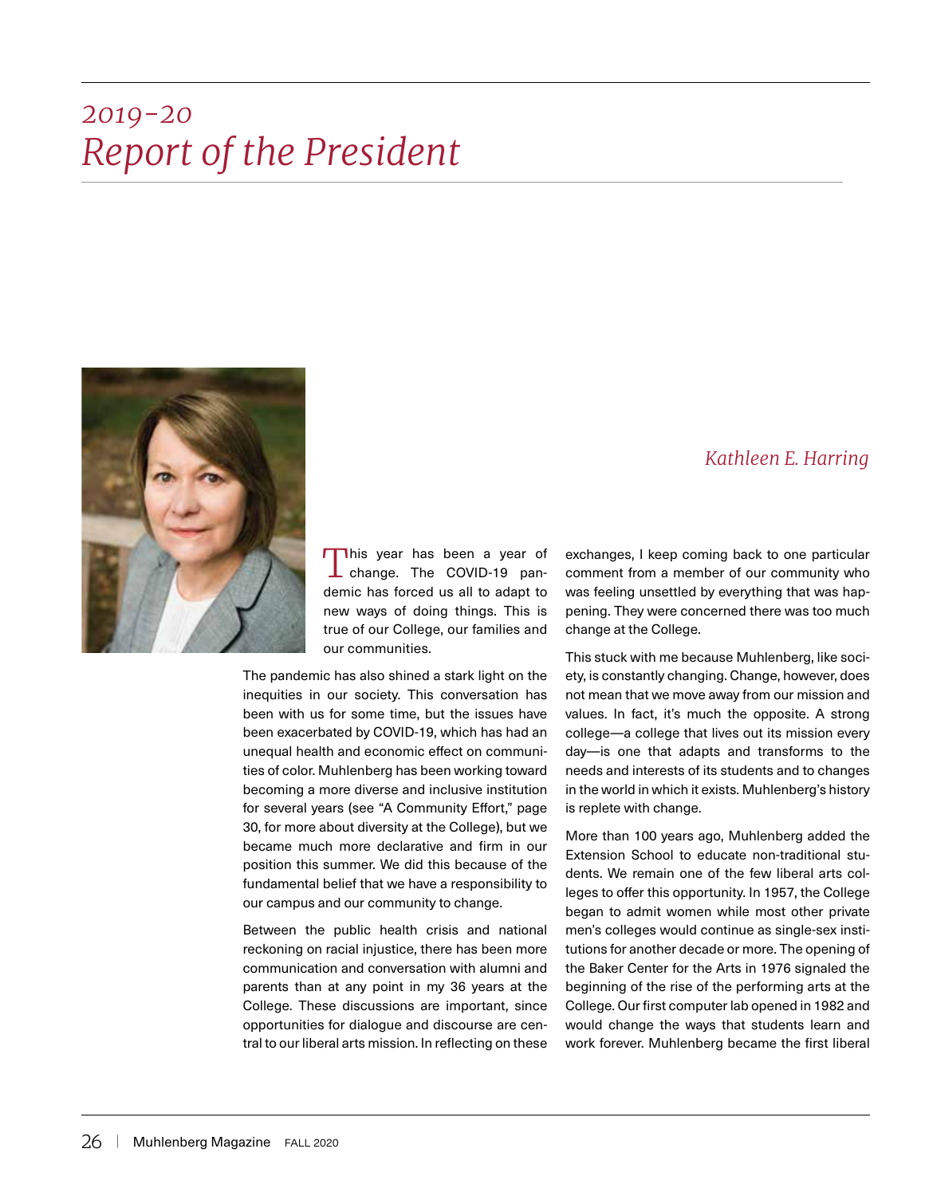# 2019–20 Report of the President

*Kathleen E. Harring*

This year has been a year of change. The COVID-19 pandemic has forced us all to adapt to new ways of doing things. This is true of our College, our families and our communities.

The pandemic has also shined a stark light on the inequities in our society. This conversation has been with us for some time, but the issues have been exacerbated by COVID-19, which has had an unequal health and economic effect on communities of color. Muhlenberg has been working toward becoming a more diverse and inclusive institution for several years (see "A Community Effort," page 30, for more about diversity at the College), but we became much more declarative and firm in our position this summer. We did this because of the fundamental belief that we have a responsibility to our campus and our community to change.

Between the public health crisis and national reckoning on racial injustice, there has been more communication and conversation with alumni and parents than at any point in my 36 years at the College. These discussions are important, since opportunities for dialogue and discourse are central to our liberal arts mission. In reflecting on these exchanges, I keep coming back to one particular comment from a member of our community who was feeling unsettled by everything that was happening. They were concerned there was too much change at the College.

This stuck with me because Muhlenberg, like society, is constantly changing. Change, however, does not mean that we move away from our mission and values. In fact, it's much the opposite. A strong college—a college that lives out its mission every day—is one that adapts and transforms to the needs and interests of its students and to changes in the world in which it exists. Muhlenberg's history is replete with change.

More than 100 years ago, Muhlenberg added the Extension School to educate non-traditional students. We remain one of the few liberal arts colleges to offer this opportunity. In 1957, the College began to admit women while most other private men's colleges would continue as single-sex institutions for another decade or more. The opening of the Baker Center for the Arts in 1976 signaled the beginning of the rise of the performing arts at the College. Our first computer lab opened in 1982 and would change the ways that students learn and work forever. Muhlenberg became the first liberal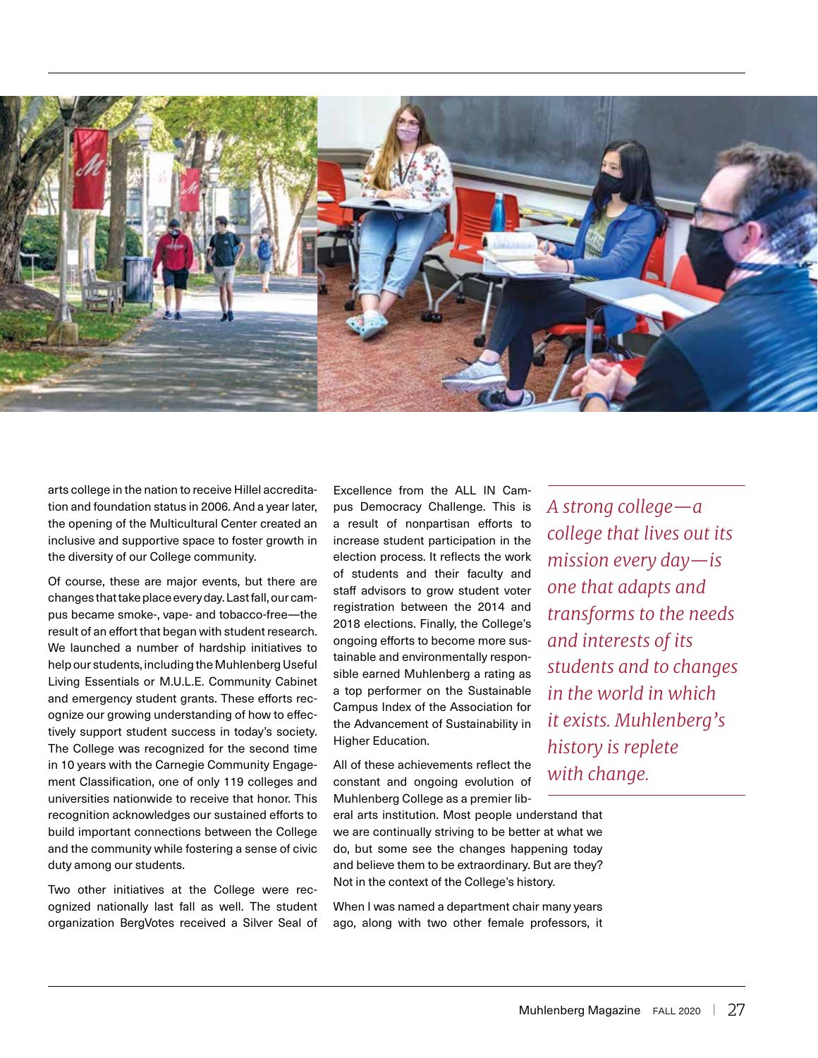arts college in the nation to receive Hillel accreditation and foundation status in 2006. And a year later, the opening of the Multicultural Center created an inclusive and supportive space to foster growth in the diversity of our College community.

Of course, these are major events, but there are changes that take place every day. Last fall, our campus became smoke-, vape- and tobacco-free—the result of an effort that began with student research. We launched a number of hardship initiatives to help our students, including the Muhlenberg Useful Living Essentials or M.U.L.E. Community Cabinet and emergency student grants. These efforts recognize our growing understanding of how to effectively support student success in today's society. The College was recognized for the second time in 10 years with the Carnegie Community Engagement Classification, one of only 119 colleges and universities nationwide to receive that honor. This recognition acknowledges our sustained efforts to build important connections between the College and the community while fostering a sense of civic duty among our students.

Two other initiatives at the College were recognized nationally last fall as well. The student organization BergVotes received a Silver Seal of Excellence from the ALL IN Campus Democracy Challenge. This is a result of nonpartisan efforts to increase student participation in the election process. It reflects the work of students and their faculty and staff advisors to grow student voter registration between the 2014 and 2018 elections. Finally, the College's ongoing efforts to become more sustainable and environmentally responsible earned Muhlenberg a rating as a top performer on the Sustainable Campus Index of the Association for the Advancement of Sustainability in Higher Education.

All of these achievements reflect the constant and ongoing evolution of Muhlenberg College as a premier liberal arts institution. Most people understand that we are continually striving to be better at what we do, but some see the changes happening today and believe them to be extraordinary. But are they? Not in the context of the College's history.

> *A strong college—a college that lives out its mission every day—is one that adapts and transforms to the needs and interests of its students and to changes in the world in which it exists. Muhlenberg's history is replete with change.*

When I was named a department chair many years ago, along with two other female professors, it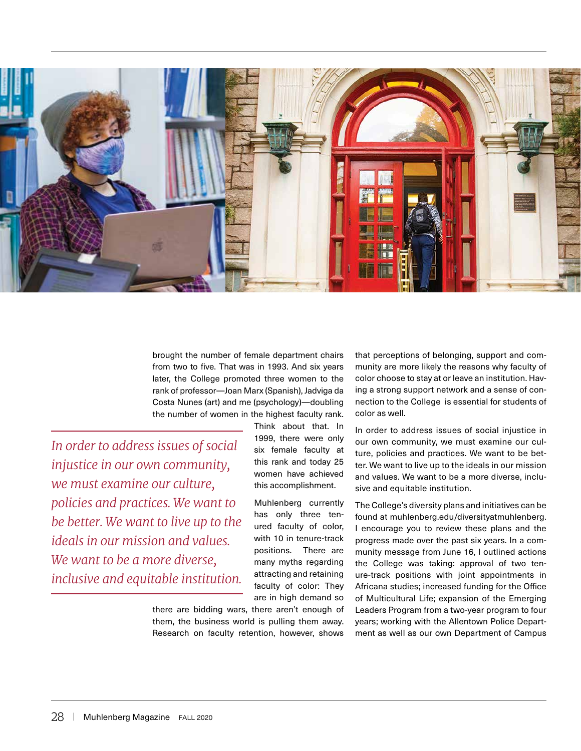brought the number of female department chairs from two to five. That was in 1993. And six years later, the College promoted three women to the rank of professor—Joan Marx (Spanish), Jadviga da Costa Nunes (art) and me (psychology)—doubling the number of women in the highest faculty rank. Think about that. In 1999, there were only six female faculty at this rank and today 25 women have achieved this accomplishment.

> *In order to address issues of social injustice in our own community, we must examine our culture, policies and practices. We want to be better. We want to live up to the ideals in our mission and values. We want to be a more diverse, inclusive and equitable institution.*

Muhlenberg currently has only three tenured faculty of color, with 10 in tenure-track positions. There are many myths regarding attracting and retaining faculty of color: They are in high demand so there are bidding wars, there aren't enough of them, the business world is pulling them away. Research on faculty retention, however, shows that perceptions of belonging, support and community are more likely the reasons why faculty of color choose to stay at or leave an institution. Having a strong support network and a sense of connection to the College is essential for students of color as well.

In order to address issues of social injustice in our own community, we must examine our culture, policies and practices. We want to be better. We want to live up to the ideals in our mission and values. We want to be a more diverse, inclusive and equitable institution.

The College's diversity plans and initiatives can be found at muhlenberg.edu/diversityatmuhlenberg. I encourage you to review these plans and the progress made over the past six years. In a community message from June 16, I outlined actions the College was taking: approval of two tenure-track positions with joint appointments in Africana studies; increased funding for the Office of Multicultural Life; expansion of the Emerging Leaders Program from a two-year program to four years; working with the Allentown Police Department as well as our own Department of Campus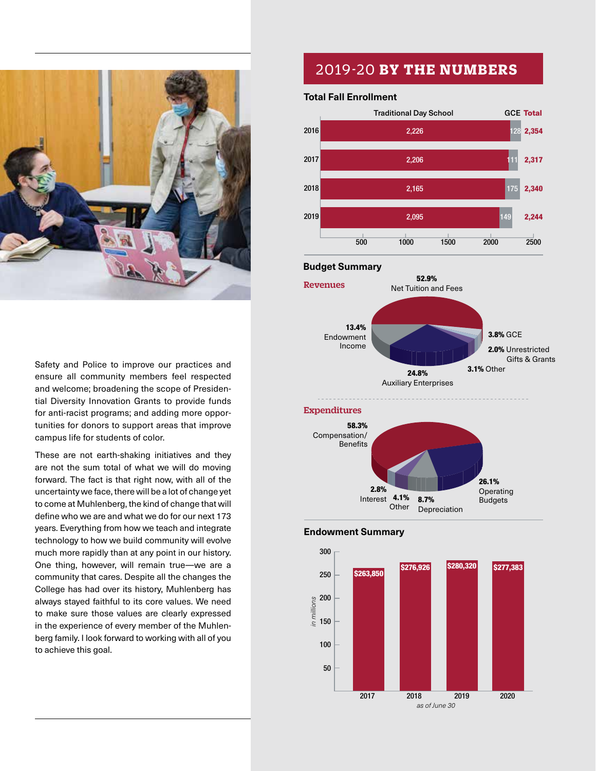Safety and Police to improve our practices and ensure all community members feel respected and welcome; broadening the scope of Presidential Diversity Innovation Grants to provide funds for anti-racist programs; and adding more opportunities for donors to support areas that improve campus life for students of color.

These are not earth-shaking initiatives and they are not the sum total of what we will do moving forward. The fact is that right now, with all of the uncertainty we face, there will be a lot of change yet to come at Muhlenberg, the kind of change that will define who we are and what we do for our next 173 years. Everything from how we teach and integrate technology to how we build community will evolve much more rapidly than at any point in our history. One thing, however, will remain true—we are a community that cares. Despite all the changes the College has had over its history, Muhlenberg has always stayed faithful to its core values. We need to make sure those values are clearly expressed in the experience of every member of the Muhlenberg family. I look forward to working with all of you to achieve this goal.

## 2019-20 **BY THE NUMBERS**

### Total Fall Enrollment

Traditional Day School GCE Total

2016 2,226 128 2,354

2017 2,206 111 2,317

2018 2,165 175 2,340

2019 2,095 149 2,244

500 1000 1500 2000 2500

### Budget Summary

**Revenues**

52.9% Net Tuition and Fees

13.4% Endowment Income

24.8% Auxiliary Enterprises

3.8% GCE

2.0% Unrestricted Gifts & Grants

3.1% Other

**Expenditures**

58.3% Compensation/Benefits

26.1% Operating Budgets

2.8% Interest

4.1% Other

8.7% Depreciation

### Endowment Summary

in millions

300 250 200 150 100 50

2017 $263,850

2018 $276,926

2019 $280,320

2020 $277,383

*as of June 30*